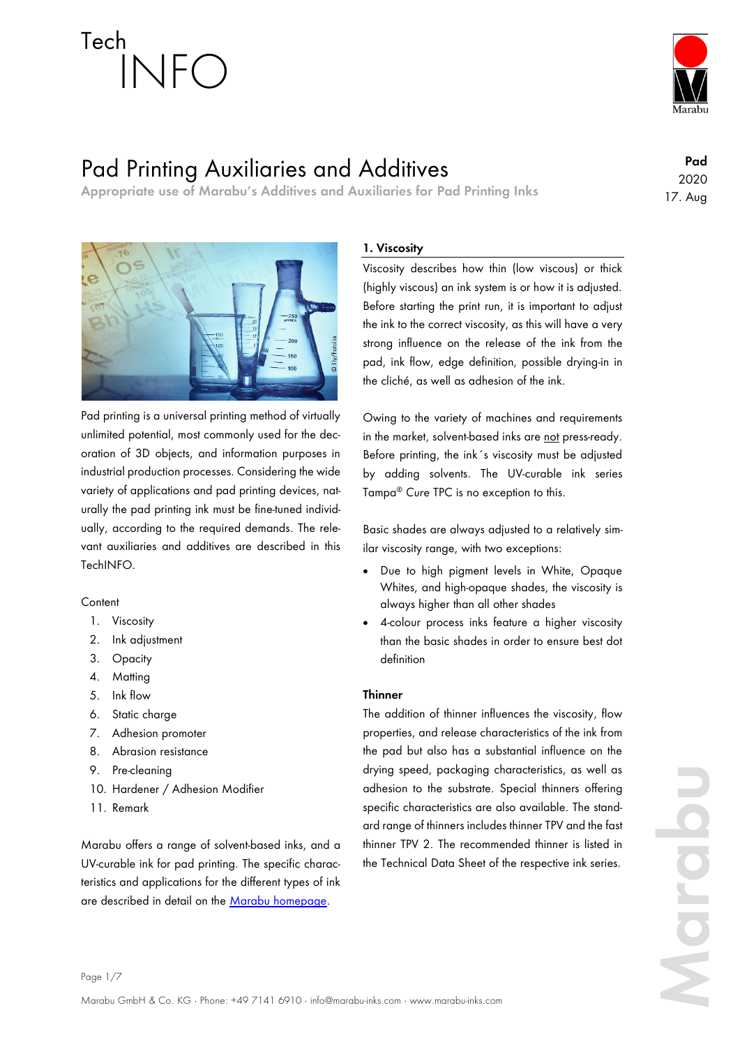Tech INFO

# Pad Printing Auxiliaries and Additives

**Appropriate use of Marabu's Additives and Auxiliaries for Pad Printing Inks**

**Pad**
2020
17. Aug

Pad printing is a universal printing method of virtually unlimited potential, most commonly used for the decoration of 3D objects, and information purposes in industrial production processes. Considering the wide variety of applications and pad printing devices, naturally the pad printing ink must be fine-tuned individually, according to the required demands. The relevant auxiliaries and additives are described in this TechINFO.

Content

1. Viscosity
2. Ink adjustment
3. Opacity
4. Matting
5. Ink flow
6. Static charge
7. Adhesion promoter
8. Abrasion resistance
9. Pre-cleaning
10. Hardener / Adhesion Modifier
11. Remark

Marabu offers a range of solvent-based inks, and a UV-curable ink for pad printing. The specific characteristics and applications for the different types of ink are described in detail on the Marabu homepage.

## 1. Viscosity

Viscosity describes how thin (low viscous) or thick (highly viscous) an ink system is or how it is adjusted. Before starting the print run, it is important to adjust the ink to the correct viscosity, as this will have a very strong influence on the release of the ink from the pad, ink flow, edge definition, possible drying-in in the cliché, as well as adhesion of the ink.

Owing to the variety of machines and requirements in the market, solvent-based inks are not press-ready. Before printing, the ink´s viscosity must be adjusted by adding solvents. The UV-curable ink series Tampa® *Cure* TPC is no exception to this.

Basic shades are always adjusted to a relatively similar viscosity range, with two exceptions:

- Due to high pigment levels in White, Opaque Whites, and high-opaque shades, the viscosity is always higher than all other shades
- 4-colour process inks feature a higher viscosity than the basic shades in order to ensure best dot definition

### Thinner

The addition of thinner influences the viscosity, flow properties, and release characteristics of the ink from the pad but also has a substantial influence on the drying speed, packaging characteristics, as well as adhesion to the substrate. Special thinners offering specific characteristics are also available. The standard range of thinners includes thinner TPV and the fast thinner TPV 2. The recommended thinner is listed in the Technical Data Sheet of the respective ink series.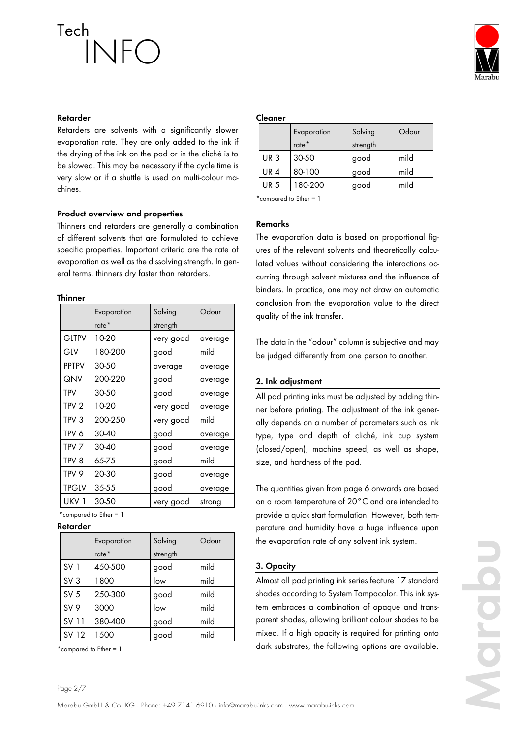### Retarder

Retarders are solvents with a significantly slower evaporation rate. They are only added to the ink if the drying of the ink on the pad or in the cliché is to be slowed. This may be necessary if the cycle time is very slow or if a shuttle is used on multi-colour machines.

### Product overview and properties

Thinners and retarders are generally a combination of different solvents that are formulated to achieve specific properties. Important criteria are the rate of evaporation as well as the dissolving strength. In general terms, thinners dry faster than retarders.

**Thinner**

| | Evaporation rate* | Solving strength | Odour |
|---|---|---|---|
| GLTPV | 10-20 | very good | average |
| GLV | 180-200 | good | mild |
| PPTPV | 30-50 | average | average |
| QNV | 200-220 | good | average |
| TPV | 30-50 | good | average |
| TPV 2 | 10-20 | very good | average |
| TPV 3 | 200-250 | very good | mild |
| TPV 6 | 30-40 | good | average |
| TPV 7 | 30-40 | good | average |
| TPV 8 | 65-75 | good | mild |
| TPV 9 | 20-30 | good | average |
| TPGLV | 35-55 | good | average |
| UKV 1 | 30-50 | very good | strong |

*compared to Ether = 1

**Retarder**

| | Evaporation rate* | Solving strength | Odour |
|---|---|---|---|
| SV 1 | 450-500 | good | mild |
| SV 3 | 1800 | low | mild |
| SV 5 | 250-300 | good | mild |
| SV 9 | 3000 | low | mild |
| SV 11 | 380-400 | good | mild |
| SV 12 | 1500 | good | mild |

*compared to Ether = 1

**Cleaner**

| | Evaporation rate* | Solving strength | Odour |
|---|---|---|---|
| UR 3 | 30-50 | good | mild |
| UR 4 | 80-100 | good | mild |
| UR 5 | 180-200 | good | mild |

*compared to Ether = 1

### Remarks

The evaporation data is based on proportional figures of the relevant solvents and theoretically calculated values without considering the interactions occurring through solvent mixtures and the influence of binders. In practice, one may not draw an automatic conclusion from the evaporation value to the direct quality of the ink transfer.

The data in the "odour" column is subjective and may be judged differently from one person to another.

## 2. Ink adjustment

All pad printing inks must be adjusted by adding thinner before printing. The adjustment of the ink generally depends on a number of parameters such as ink type, type and depth of cliché, ink cup system (closed/open), machine speed, as well as shape, size, and hardness of the pad.

The quantities given from page 6 onwards are based on a room temperature of 20°C and are intended to provide a quick start formulation. However, both temperature and humidity have a huge influence upon the evaporation rate of any solvent ink system.

## 3. Opacity

Almost all pad printing ink series feature 17 standard shades according to System Tampacolor. This ink system embraces a combination of opaque and transparent shades, allowing brilliant colour shades to be mixed. If a high opacity is required for printing onto dark substrates, the following options are available.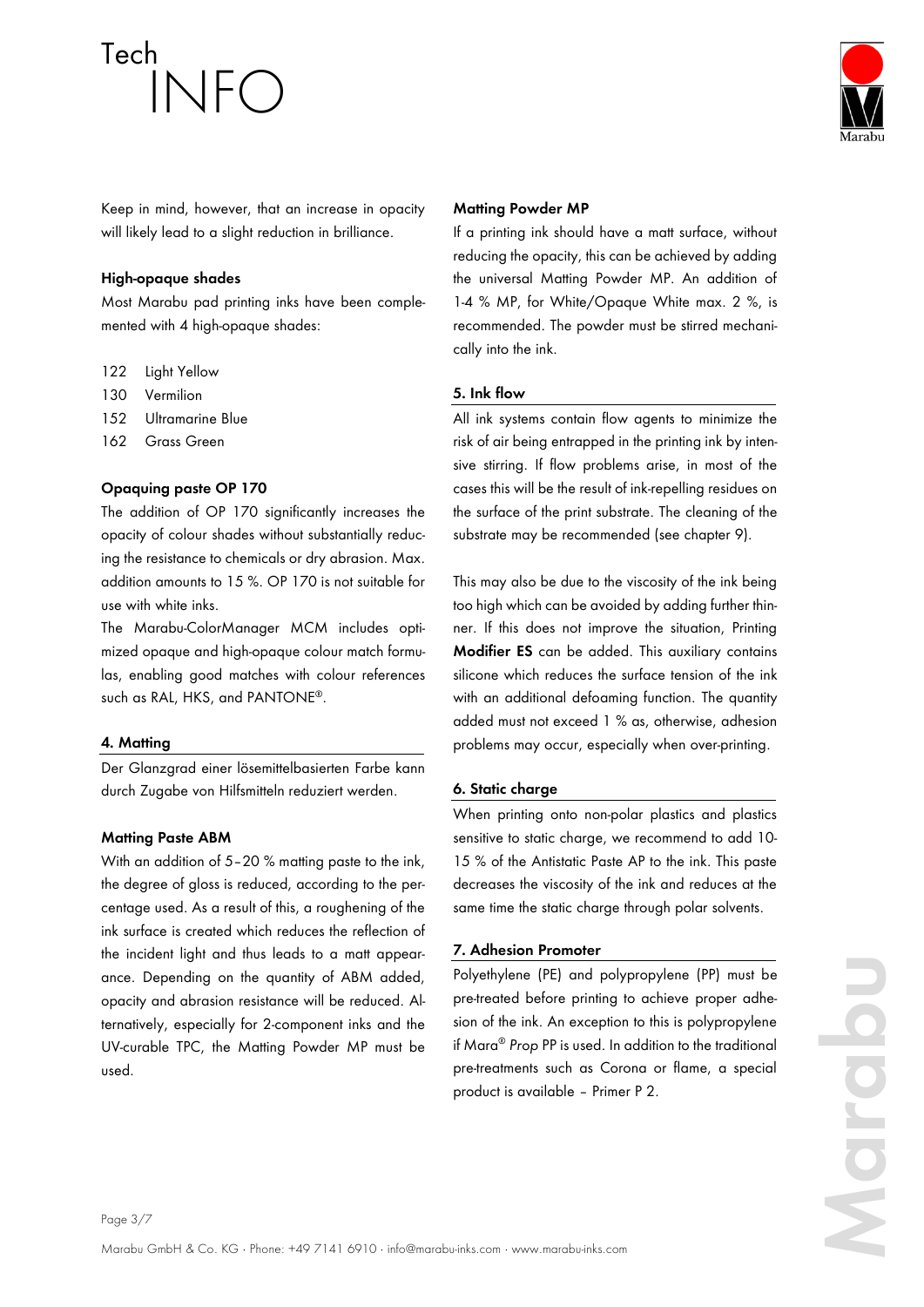Keep in mind, however, that an increase in opacity will likely lead to a slight reduction in brilliance.

**High-opaque shades**

Most Marabu pad printing inks have been complemented with 4 high-opaque shades:

- 122 Light Yellow
- 130 Vermilion
- 152 Ultramarine Blue
- 162 Grass Green

**Opaquing paste OP 170**

The addition of OP 170 significantly increases the opacity of colour shades without substantially reducing the resistance to chemicals or dry abrasion. Max. addition amounts to 15 %. OP 170 is not suitable for use with white inks.

The Marabu-ColorManager MCM includes optimized opaque and high-opaque colour match formulas, enabling good matches with colour references such as RAL, HKS, and PANTONE®.

## 4. Matting

Der Glanzgrad einer lösemittelbasierten Farbe kann durch Zugabe von Hilfsmitteln reduziert werden.

**Matting Paste ABM**

With an addition of 5–20 % matting paste to the ink, the degree of gloss is reduced, according to the percentage used. As a result of this, a roughening of the ink surface is created which reduces the reflection of the incident light and thus leads to a matt appearance. Depending on the quantity of ABM added, opacity and abrasion resistance will be reduced. Alternatively, especially for 2-component inks and the UV-curable TPC, the Matting Powder MP must be used.

**Matting Powder MP**

If a printing ink should have a matt surface, without reducing the opacity, this can be achieved by adding the universal Matting Powder MP. An addition of 1-4 % MP, for White/Opaque White max. 2 %, is recommended. The powder must be stirred mechanically into the ink.

## 5. Ink flow

All ink systems contain flow agents to minimize the risk of air being entrapped in the printing ink by intensive stirring. If flow problems arise, in most of the cases this will be the result of ink-repelling residues on the surface of the print substrate. The cleaning of the substrate may be recommended (see chapter 9).

This may also be due to the viscosity of the ink being too high which can be avoided by adding further thinner. If this does not improve the situation, Printing **Modifier ES** can be added. This auxiliary contains silicone which reduces the surface tension of the ink with an additional defoaming function. The quantity added must not exceed 1 % as, otherwise, adhesion problems may occur, especially when over-printing.

## 6. Static charge

When printing onto non-polar plastics and plastics sensitive to static charge, we recommend to add 10-15 % of the Antistatic Paste AP to the ink. This paste decreases the viscosity of the ink and reduces at the same time the static charge through polar solvents.

## 7. Adhesion Promoter

Polyethylene (PE) and polypropylene (PP) must be pre-treated before printing to achieve proper adhesion of the ink. An exception to this is polypropylene if Mara® *Prop* PP is used. In addition to the traditional pre-treatments such as Corona or flame, a special product is available – Primer P 2.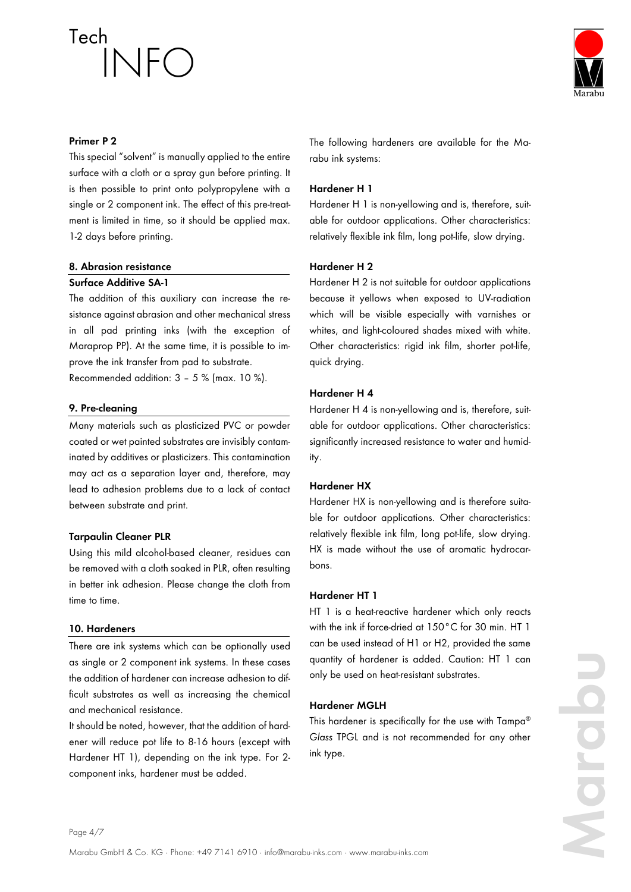#### Primer P 2

This special "solvent" is manually applied to the entire surface with a cloth or a spray gun before printing. It is then possible to print onto polypropylene with a single or 2 component ink. The effect of this pre-treatment is limited in time, so it should be applied max. 1-2 days before printing.

## 8. Abrasion resistance

#### Surface Additive SA-1

The addition of this auxiliary can increase the resistance against abrasion and other mechanical stress in all pad printing inks (with the exception of Maraprop PP). At the same time, it is possible to improve the ink transfer from pad to substrate.
Recommended addition: 3 – 5 % (max. 10 %).

## 9. Pre-cleaning

Many materials such as plasticized PVC or powder coated or wet painted substrates are invisibly contaminated by additives or plasticizers. This contamination may act as a separation layer and, therefore, may lead to adhesion problems due to a lack of contact between substrate and print.

#### Tarpaulin Cleaner PLR

Using this mild alcohol-based cleaner, residues can be removed with a cloth soaked in PLR, often resulting in better ink adhesion. Please change the cloth from time to time.

## 10. Hardeners

There are ink systems which can be optionally used as single or 2 component ink systems. In these cases the addition of hardener can increase adhesion to difficult substrates as well as increasing the chemical and mechanical resistance.

It should be noted, however, that the addition of hardener will reduce pot life to 8-16 hours (except with Hardener HT 1), depending on the ink type. For 2-component inks, hardener must be added.

The following hardeners are available for the Marabu ink systems:

#### Hardener H 1

Hardener H 1 is non-yellowing and is, therefore, suitable for outdoor applications. Other characteristics: relatively flexible ink film, long pot-life, slow drying.

#### Hardener H 2

Hardener H 2 is not suitable for outdoor applications because it yellows when exposed to UV-radiation which will be visible especially with varnishes or whites, and light-coloured shades mixed with white. Other characteristics: rigid ink film, shorter pot-life, quick drying.

#### Hardener H 4

Hardener H 4 is non-yellowing and is, therefore, suitable for outdoor applications. Other characteristics: significantly increased resistance to water and humidity.

#### Hardener HX

Hardener HX is non-yellowing and is therefore suitable for outdoor applications. Other characteristics: relatively flexible ink film, long pot-life, slow drying. HX is made without the use of aromatic hydrocarbons.

#### Hardener HT 1

HT 1 is a heat-reactive hardener which only reacts with the ink if force-dried at 150 °C for 30 min. HT 1 can be used instead of H1 or H2, provided the same quantity of hardener is added. Caution: HT 1 can only be used on heat-resistant substrates.

#### Hardener MGLH

This hardener is specifically for the use with Tampa® *Glass* TPGL and is not recommended for any other ink type.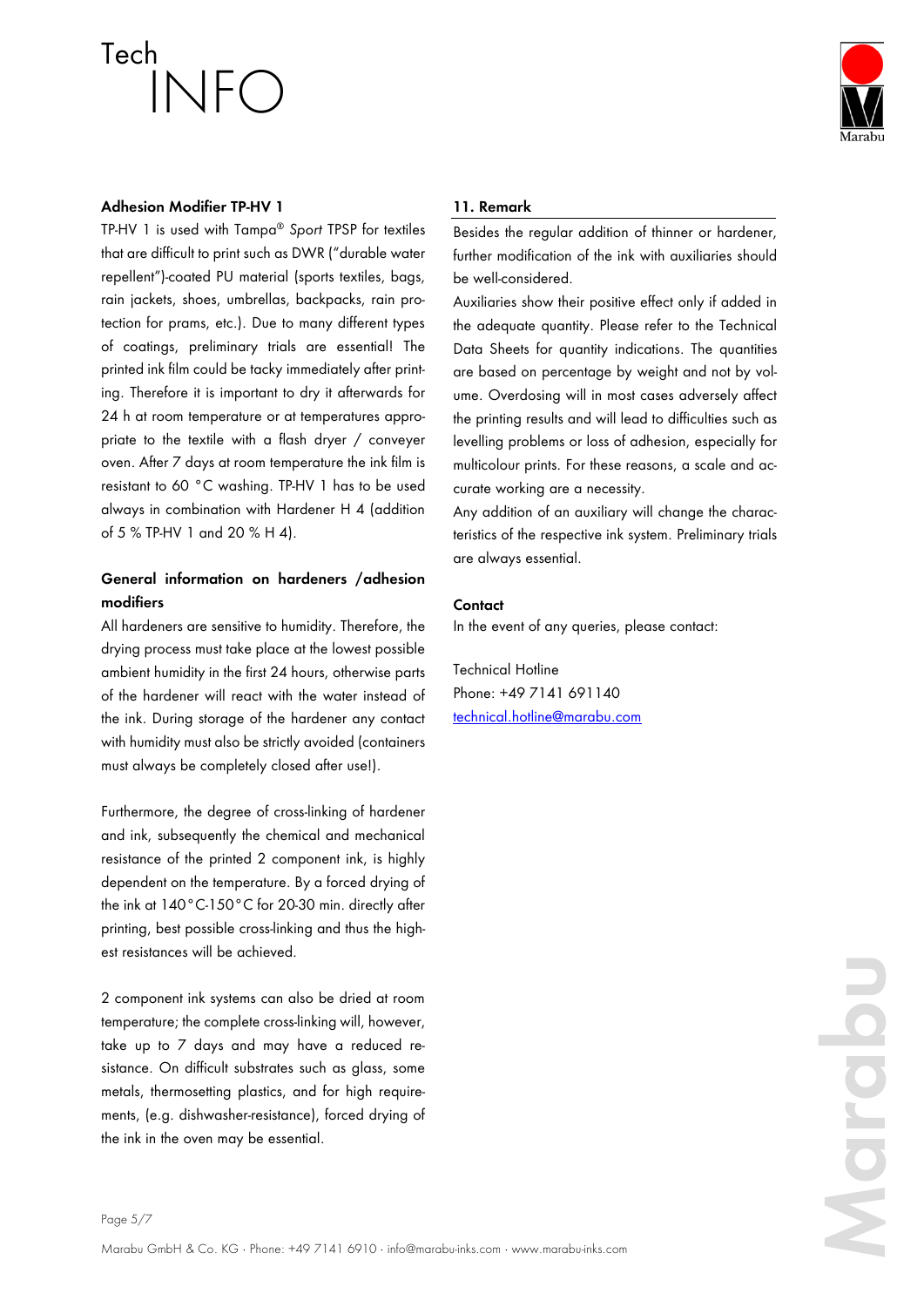### Adhesion Modifier TP-HV 1

TP-HV 1 is used with Tampa® *Sport* TPSP for textiles that are difficult to print such as DWR ("durable water repellent")-coated PU material (sports textiles, bags, rain jackets, shoes, umbrellas, backpacks, rain protection for prams, etc.). Due to many different types of coatings, preliminary trials are essential! The printed ink film could be tacky immediately after printing. Therefore it is important to dry it afterwards for 24 h at room temperature or at temperatures appropriate to the textile with a flash dryer / conveyer oven. After 7 days at room temperature the ink film is resistant to 60 °C washing. TP-HV 1 has to be used always in combination with Hardener H 4 (addition of 5 % TP-HV 1 and 20 % H 4).

### General information on hardeners /adhesion modifiers

All hardeners are sensitive to humidity. Therefore, the drying process must take place at the lowest possible ambient humidity in the first 24 hours, otherwise parts of the hardener will react with the water instead of the ink. During storage of the hardener any contact with humidity must also be strictly avoided (containers must always be completely closed after use!).

Furthermore, the degree of cross-linking of hardener and ink, subsequently the chemical and mechanical resistance of the printed 2 component ink, is highly dependent on the temperature. By a forced drying of the ink at 140°C-150°C for 20-30 min. directly after printing, best possible cross-linking and thus the highest resistances will be achieved.

2 component ink systems can also be dried at room temperature; the complete cross-linking will, however, take up to 7 days and may have a reduced resistance. On difficult substrates such as glass, some metals, thermosetting plastics, and for high requirements, (e.g. dishwasher-resistance), forced drying of the ink in the oven may be essential.

## 11. Remark

Besides the regular addition of thinner or hardener, further modification of the ink with auxiliaries should be well-considered.

Auxiliaries show their positive effect only if added in the adequate quantity. Please refer to the Technical Data Sheets for quantity indications. The quantities are based on percentage by weight and not by volume. Overdosing will in most cases adversely affect the printing results and will lead to difficulties such as levelling problems or loss of adhesion, especially for multicolour prints. For these reasons, a scale and accurate working are a necessity.

Any addition of an auxiliary will change the characteristics of the respective ink system. Preliminary trials are always essential.

### Contact

In the event of any queries, please contact:

Technical Hotline
Phone: +49 7141 691140
technical.hotline@marabu.com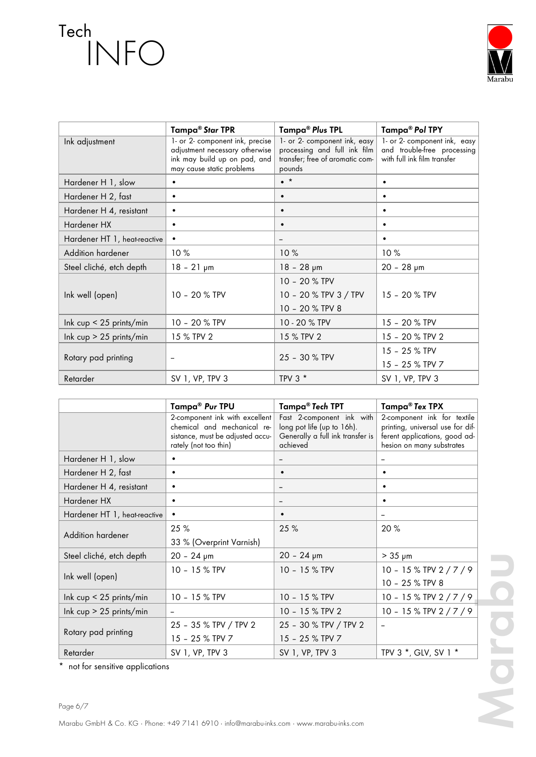|  | Tampa® *Star* TPR | Tampa® *Plus* TPL | Tampa® *Pol* TPY |
|---|---|---|---|
| Ink adjustment | 1- or 2- component ink, precise adjustment necessary otherwise ink may build up on pad, and may cause static problems | 1- or 2- component ink, easy processing and full ink film transfer; free of aromatic compounds | 1- or 2- component ink, easy and trouble-free processing with full ink film transfer |
| Hardener H 1, slow | • | • * | • |
| Hardener H 2, fast | • | • | • |
| Hardener H 4, resistant | • | • | • |
| Hardener HX | • | • | • |
| Hardener HT 1, heat-reactive | • | – | • |
| Addition hardener | 10 % | 10 % | 10 % |
| Steel cliché, etch depth | 18 – 21 µm | 18 – 28 µm | 20 – 28 µm |
| Ink well (open) | 10 – 20 % TPV | 10 – 20 % TPV<br>10 – 20 % TPV 3 / TPV<br>10 – 20 % TPV 8 | 15 – 20 % TPV |
| Ink cup < 25 prints/min | 10 – 20 % TPV | 10 - 20 % TPV | 15 – 20 % TPV |
| Ink cup > 25 prints/min | 15 % TPV 2 | 15 % TPV 2 | 15 – 20 % TPV 2 |
| Rotary pad printing | – | 25 – 30 % TPV | 15 – 25 % TPV<br>15 – 25 % TPV 7 |
| Retarder | SV 1, VP, TPV 3 | TPV 3 * | SV 1, VP, TPV 3 |

|  | Tampa® *Pur* TPU | Tampa® *Tech* TPT | Tampa® *Tex* TPX |
|---|---|---|---|
|  | 2-component ink with excellent chemical and mechanical resistance, must be adjusted accurately (not too thin) | Fast 2-component ink with long pot life (up to 16h). Generally a full ink transfer is achieved | 2-component ink for textile printing, universal use for different applications, good adhesion on many substrates |
| Hardener H 1, slow | • | – | – |
| Hardener H 2, fast | • | • | • |
| Hardener H 4, resistant | • | – | • |
| Hardener HX | • | – | • |
| Hardener HT 1, heat-reactive | • | • | – |
| Addition hardener | 25 %<br>33 % (Overprint Varnish) | 25 % | 20 % |
| Steel cliché, etch depth | 20 – 24 µm | 20 – 24 µm | > 35 µm |
| Ink well (open) | 10 – 15 % TPV | 10 – 15 % TPV | 10 – 15 % TPV 2 / 7 / 9<br>10 – 25 % TPV 8 |
| Ink cup < 25 prints/min | 10 – 15 % TPV | 10 – 15 % TPV | 10 – 15 % TPV 2 / 7 / 9 |
| Ink cup > 25 prints/min | – | 10 – 15 % TPV 2 | 10 – 15 % TPV 2 / 7 / 9 |
| Rotary pad printing | 25 – 35 % TPV / TPV 2<br>15 – 25 % TPV 7 | 25 – 30 % TPV / TPV 2<br>15 – 25 % TPV 7 | – |
| Retarder | SV 1, VP, TPV 3 | SV 1, VP, TPV 3 | TPV 3 *, GLV, SV 1 * |

\* not for sensitive applications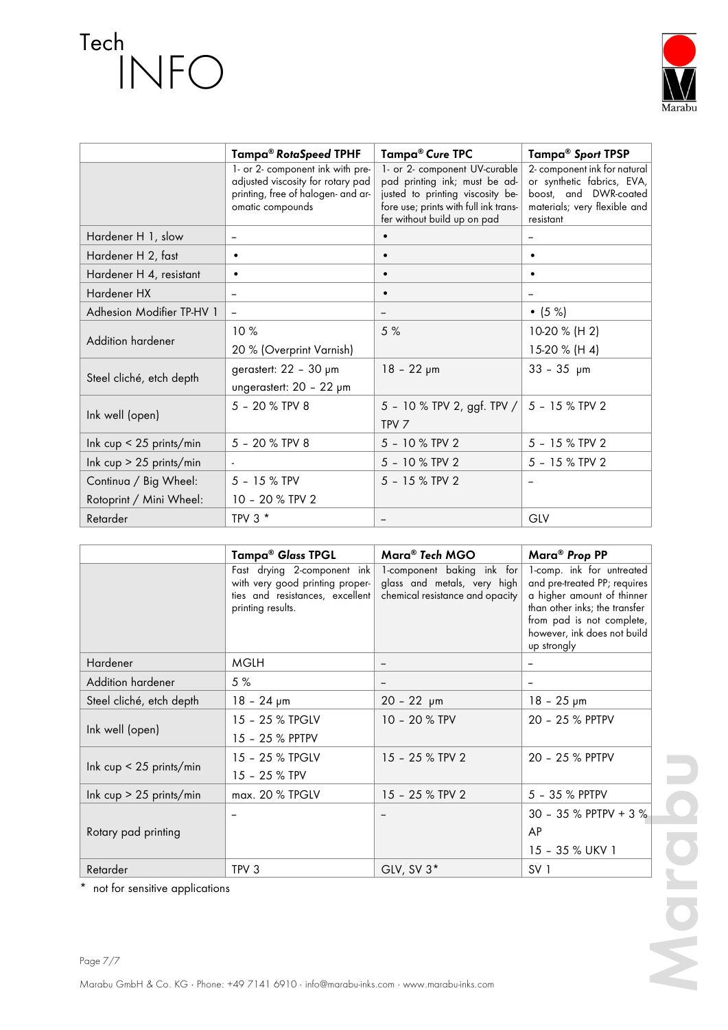| | Tampa® *RotaSpeed* TPHF | Tampa® *Cure* TPC | Tampa® *Sport* TPSP |
|---|---|---|---|
| | 1- or 2- component ink with pre-adjusted viscosity for rotary pad printing, free of halogen- and aromatic compounds | 1- or 2- component UV-curable pad printing ink; must be adjusted to printing viscosity before use; prints with full ink transfer without build up on pad | 2- component ink for natural or synthetic fabrics, EVA, boost, and DWR-coated materials; very flexible and resistant |
| Hardener H 1, slow | – | • | – |
| Hardener H 2, fast | • | • | • |
| Hardener H 4, resistant | • | • | • |
| Hardener HX | – | • | – |
| Adhesion Modifier TP-HV 1 | – | – | • (5 %) |
| Addition hardener | 10 %<br>20 % (Overprint Varnish) | 5 % | 10-20 % (H 2)<br>15-20 % (H 4) |
| Steel cliché, etch depth | gerastert: 22 – 30 µm<br>ungerastert: 20 – 22 µm | 18 – 22 µm | 33 – 35 µm |
| Ink well (open) | 5 – 20 % TPV 8 | 5 – 10 % TPV 2, ggf. TPV / TPV 7 | 5 – 15 % TPV 2 |
| Ink cup < 25 prints/min | 5 – 20 % TPV 8 | 5 – 10 % TPV 2 | 5 – 15 % TPV 2 |
| Ink cup > 25 prints/min | - | 5 – 10 % TPV 2 | 5 – 15 % TPV 2 |
| Continua / Big Wheel:<br>Rotoprint / Mini Wheel: | 5 – 15 % TPV<br>10 – 20 % TPV 2 | 5 – 15 % TPV 2 | – |
| Retarder | TPV 3 * | – | GLV |

| | Tampa® *Glass* TPGL | Mara® *Tech* MGO | Mara® *Prop* PP |
|---|---|---|---|
| | Fast drying 2-component ink with very good printing properties and resistances, excellent printing results. | 1-component baking ink for glass and metals, very high chemical resistance and opacity | 1-comp. ink for untreated and pre-treated PP; requires a higher amount of thinner than other inks; the transfer from pad is not complete, however, ink does not build up strongly |
| Hardener | MGLH | – | – |
| Addition hardener | 5 % | – | – |
| Steel cliché, etch depth | 18 – 24 µm | 20 – 22 µm | 18 – 25 µm |
| Ink well (open) | 15 – 25 % TPGLV<br>15 – 25 % PPTPV | 10 – 20 % TPV | 20 – 25 % PPTPV |
| Ink cup < 25 prints/min | 15 – 25 % TPGLV<br>15 – 25 % TPV | 15 – 25 % TPV 2 | 20 – 25 % PPTPV |
| Ink cup > 25 prints/min | max. 20 % TPGLV | 15 – 25 % TPV 2 | 5 – 35 % PPTPV |
| Rotary pad printing | – | – | 30 – 35 % PPTPV + 3 % AP<br>15 – 35 % UKV 1 |
| Retarder | TPV 3 | GLV, SV 3* | SV 1 |

\* not for sensitive applications

Marabu GmbH & Co. KG · Phone: +49 7141 6910 · info@marabu-inks.com · www.marabu-inks.com